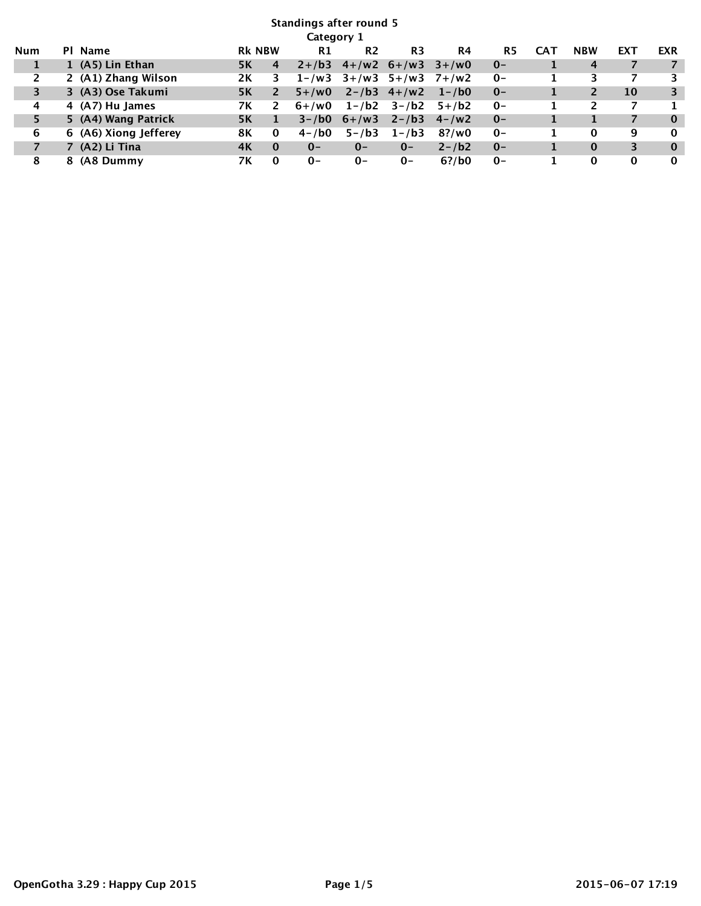## Standings after round 5

### Category 1

| Num | Pl | Name | Rk | NBW | R1 | R2 | R3 | R4 | R5 | CAT | NBW | EXT | EXR |
|---|---|---|---|---|---|---|---|---|---|---|---|---|---|
| 1 | 1 | (A5) Lin Ethan | 5K | 4 | 2+/b3 | 4+/w2 | 6+/w3 | 3+/w0 | 0- | 1 | 4 | 7 | 7 |
| 2 | 2 | (A1) Zhang Wilson | 2K | 3 | 1-/w3 | 3+/w3 | 5+/w3 | 7+/w2 | 0- | 1 | 3 | 7 | 3 |
| 3 | 3 | (A3) Ose Takumi | 5K | 2 | 5+/w0 | 2-/b3 | 4+/w2 | 1-/b0 | 0- | 1 | 2 | 10 | 3 |
| 4 | 4 | (A7) Hu James | 7K | 2 | 6+/w0 | 1-/b2 | 3-/b2 | 5+/b2 | 0- | 1 | 2 | 7 | 1 |
| 5 | 5 | (A4) Wang Patrick | 5K | 1 | 3-/b0 | 6+/w3 | 2-/b3 | 4-/w2 | 0- | 1 | 1 | 7 | 0 |
| 6 | 6 | (A6) Xiong Jefferey | 8K | 0 | 4-/b0 | 5-/b3 | 1-/b3 | 8?/w0 | 0- | 1 | 0 | 9 | 0 |
| 7 | 7 | (A2) Li Tina | 4K | 0 | 0- | 0- | 0- | 2-/b2 | 0- | 1 | 0 | 3 | 0 |
| 8 | 8 | (A8 Dummy | 7K | 0 | 0- | 0- | 0- | 6?/b0 | 0- | 1 | 0 | 0 | 0 |

OpenGotha 3.29 : Happy Cup 2015 — 2015-06-07 17:19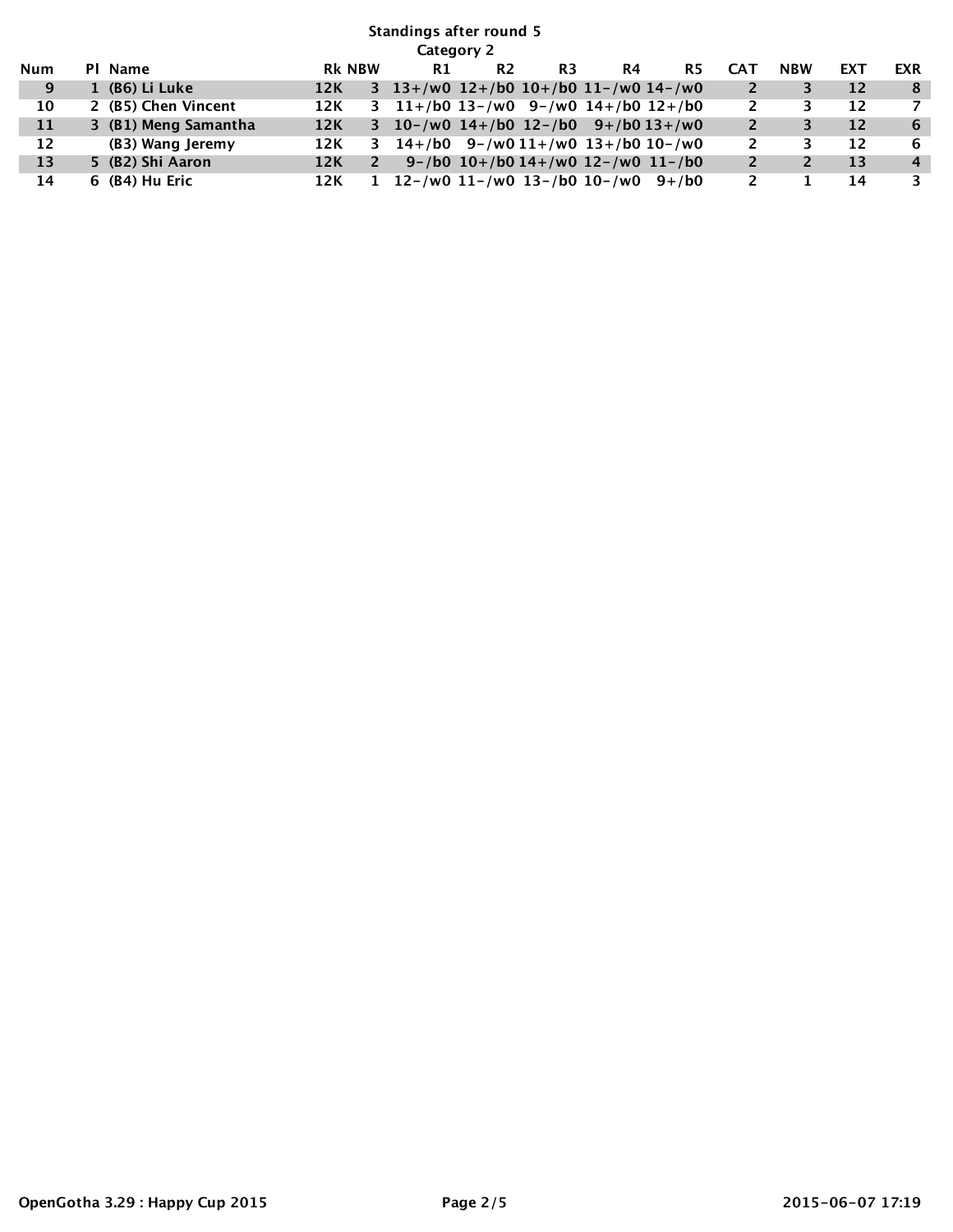# Standings after round 5

## Category 2

| Num | Pl | Name | Rk | NBW | R1 | R2 | R3 | R4 | R5 | CAT | NBW | EXT | EXR |
|---|---|---|---|---|---|---|---|---|---|---|---|---|---|
| 9 | 1 | (B6) Li Luke | 12K | 3 | 13+/w0 | 12+/b0 | 10+/b0 | 11-/w0 | 14-/w0 | 2 | 3 | 12 | 8 |
| 10 | 2 | (B5) Chen Vincent | 12K | 3 | 11+/b0 | 13-/w0 | 9-/w0 | 14+/b0 | 12+/b0 | 2 | 3 | 12 | 7 |
| 11 | 3 | (B1) Meng Samantha | 12K | 3 | 10-/w0 | 14+/b0 | 12-/b0 | 9+/b0 | 13+/w0 | 2 | 3 | 12 | 6 |
| 12 | | (B3) Wang Jeremy | 12K | 3 | 14+/b0 | 9-/w0 | 11+/w0 | 13+/b0 | 10-/w0 | 2 | 3 | 12 | 6 |
| 13 | 5 | (B2) Shi Aaron | 12K | 2 | 9-/b0 | 10+/b0 | 14+/w0 | 12-/w0 | 11-/b0 | 2 | 2 | 13 | 4 |
| 14 | 6 | (B4) Hu Eric | 12K | 1 | 12-/w0 | 11-/w0 | 13-/b0 | 10-/w0 | 9+/b0 | 2 | 1 | 14 | 3 |

OpenGotha 3.29 : Happy Cup 2015

2015-06-07 17:19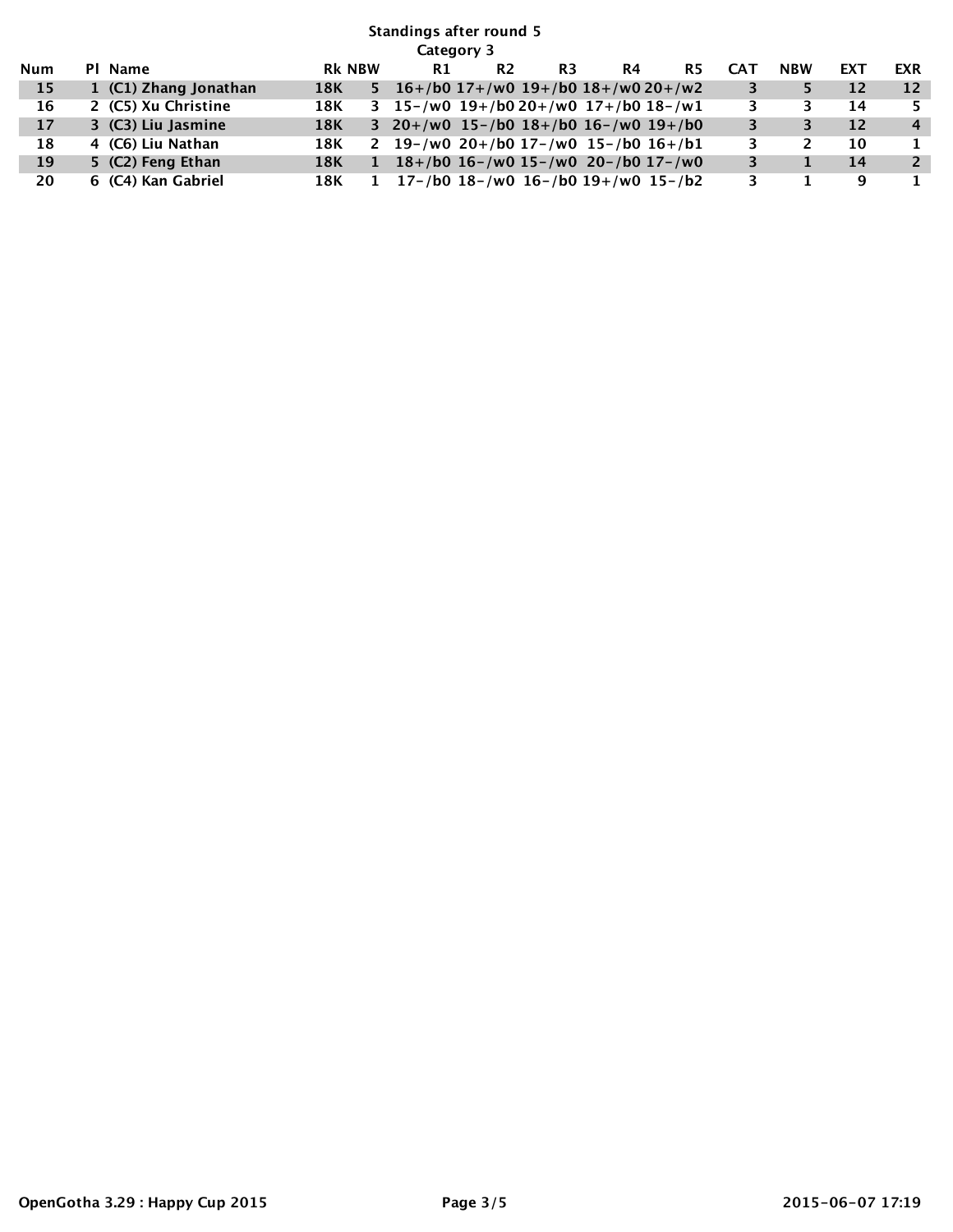## Standings after round 5

### Category 3

| Num | Pl | Name | Rk | NBW | R1 | R2 | R3 | R4 | R5 | CAT | NBW | EXT | EXR |
|---|---|---|---|---|---|---|---|---|---|---|---|---|---|
| 15 | 1 | (C1) Zhang Jonathan | 18K | 5 | 16+/b0 | 17+/w0 | 19+/b0 | 18+/w0 | 20+/w2 | 3 | 5 | 12 | 12 |
| 16 | 2 | (C5) Xu Christine | 18K | 3 | 15-/w0 | 19+/b0 | 20+/w0 | 17+/b0 | 18-/w1 | 3 | 3 | 14 | 5 |
| 17 | 3 | (C3) Liu Jasmine | 18K | 3 | 20+/w0 | 15-/b0 | 18+/b0 | 16-/w0 | 19+/b0 | 3 | 3 | 12 | 4 |
| 18 | 4 | (C6) Liu Nathan | 18K | 2 | 19-/w0 | 20+/b0 | 17-/w0 | 15-/b0 | 16+/b1 | 3 | 2 | 10 | 1 |
| 19 | 5 | (C2) Feng Ethan | 18K | 1 | 18+/b0 | 16-/w0 | 15-/w0 | 20-/b0 | 17-/w0 | 3 | 1 | 14 | 2 |
| 20 | 6 | (C4) Kan Gabriel | 18K | 1 | 17-/b0 | 18-/w0 | 16-/b0 | 19+/w0 | 15-/b2 | 3 | 1 | 9 | 1 |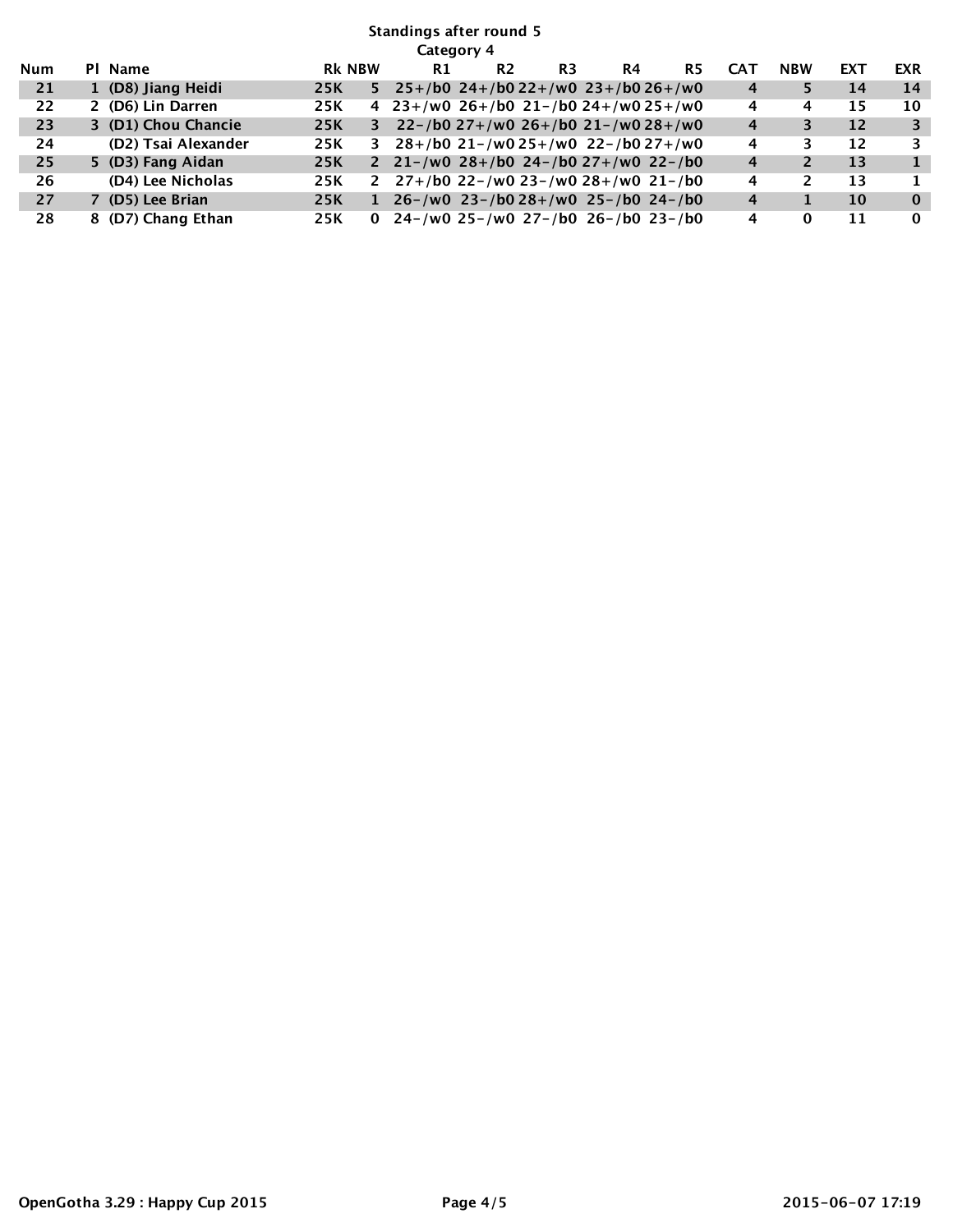# Standings after round 5

## Category 4

| Num | Pl | Name | Rk | NBW | R1 | R2 | R3 | R4 | R5 | CAT | NBW | EXT | EXR |
|---|---|---|---|---|---|---|---|---|---|---|---|---|---|
| 21 | 1 | (D8) Jiang Heidi | 25K | 5 | 25+/b0 | 24+/b0 | 22+/w0 | 23+/b0 | 26+/w0 | 4 | 5 | 14 | 14 |
| 22 | 2 | (D6) Lin Darren | 25K | 4 | 23+/w0 | 26+/b0 | 21-/b0 | 24+/w0 | 25+/w0 | 4 | 4 | 15 | 10 |
| 23 | 3 | (D1) Chou Chancie | 25K | 3 | 22-/b0 | 27+/w0 | 26+/b0 | 21-/w0 | 28+/w0 | 4 | 3 | 12 | 3 |
| 24 | | (D2) Tsai Alexander | 25K | 3 | 28+/b0 | 21-/w0 | 25+/w0 | 22-/b0 | 27+/w0 | 4 | 3 | 12 | 3 |
| 25 | 5 | (D3) Fang Aidan | 25K | 2 | 21-/w0 | 28+/b0 | 24-/b0 | 27+/w0 | 22-/b0 | 4 | 2 | 13 | 1 |
| 26 | | (D4) Lee Nicholas | 25K | 2 | 27+/b0 | 22-/w0 | 23-/w0 | 28+/w0 | 21-/b0 | 4 | 2 | 13 | 1 |
| 27 | 7 | (D5) Lee Brian | 25K | 1 | 26-/w0 | 23-/b0 | 28+/w0 | 25-/b0 | 24-/b0 | 4 | 1 | 10 | 0 |
| 28 | 8 | (D7) Chang Ethan | 25K | 0 | 24-/w0 | 25-/w0 | 27-/b0 | 26-/b0 | 23-/b0 | 4 | 0 | 11 | 0 |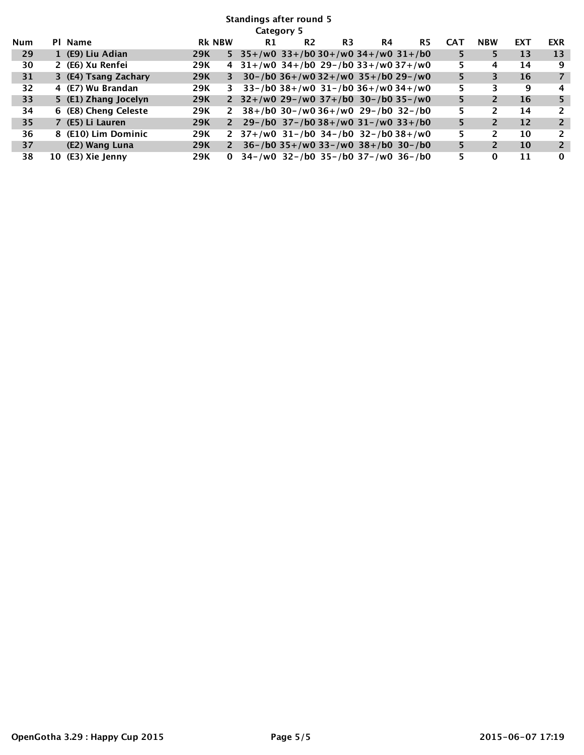# Standings after round 5

## Category 5

| Num | Pl | Name | Rk | NBW | R1 | R2 | R3 | R4 | R5 | CAT | NBW | EXT | EXR |
|---|---|---|---|---|---|---|---|---|---|---|---|---|---|
| 29 | 1 | (E9) Liu Adian | 29K | 5 | 35+/w0 | 33+/b0 | 30+/w0 | 34+/w0 | 31+/b0 | 5 | 5 | 13 | 13 |
| 30 | 2 | (E6) Xu Renfei | 29K | 4 | 31+/w0 | 34+/b0 | 29-/b0 | 33+/w0 | 37+/w0 | 5 | 4 | 14 | 9 |
| 31 | 3 | (E4) Tsang Zachary | 29K | 3 | 30-/b0 | 36+/w0 | 32+/w0 | 35+/b0 | 29-/w0 | 5 | 3 | 16 | 7 |
| 32 | 4 | (E7) Wu Brandan | 29K | 3 | 33-/b0 | 38+/w0 | 31-/b0 | 36+/w0 | 34+/w0 | 5 | 3 | 9 | 4 |
| 33 | 5 | (E1) Zhang Jocelyn | 29K | 2 | 32+/w0 | 29-/w0 | 37+/b0 | 30-/b0 | 35-/w0 | 5 | 2 | 16 | 5 |
| 34 | 6 | (E8) Cheng Celeste | 29K | 2 | 38+/b0 | 30-/w0 | 36+/w0 | 29-/b0 | 32-/b0 | 5 | 2 | 14 | 2 |
| 35 | 7 | (E5) Li Lauren | 29K | 2 | 29-/b0 | 37-/b0 | 38+/w0 | 31-/w0 | 33+/b0 | 5 | 2 | 12 | 2 |
| 36 | 8 | (E10) Lim Dominic | 29K | 2 | 37+/w0 | 31-/b0 | 34-/b0 | 32-/b0 | 38+/w0 | 5 | 2 | 10 | 2 |
| 37 | | (E2) Wang Luna | 29K | 2 | 36-/b0 | 35+/w0 | 33-/w0 | 38+/b0 | 30-/b0 | 5 | 2 | 10 | 2 |
| 38 | 10 | (E3) Xie Jenny | 29K | 0 | 34-/w0 | 32-/b0 | 35-/b0 | 37-/w0 | 36-/b0 | 5 | 0 | 11 | 0 |

OpenGotha 3.29 : Happy Cup 2015 2015-06-07 17:19